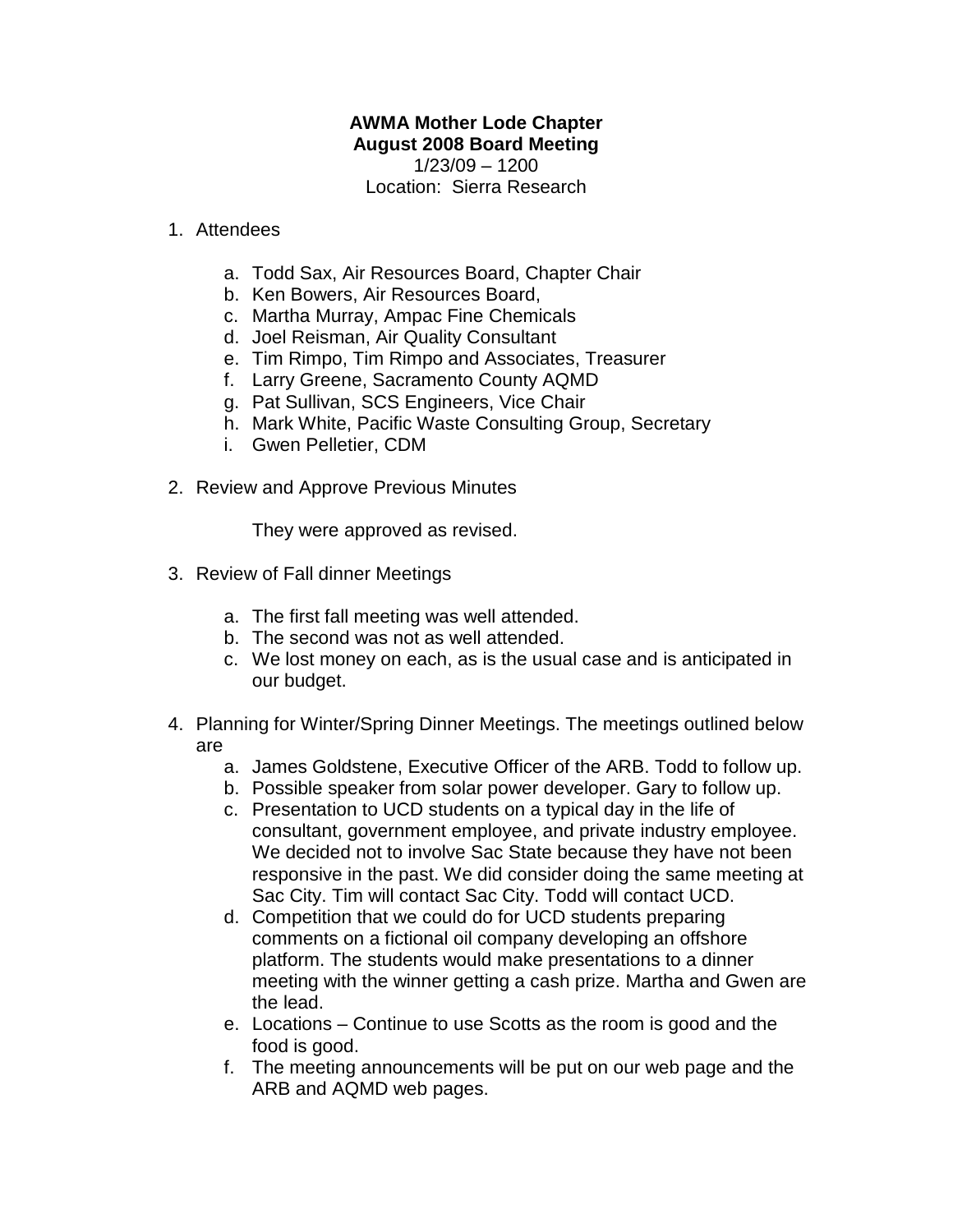**AWMA Mother Lode Chapter**
**August 2008 Board Meeting**
1/23/09 – 1200
Location: Sierra Research

1. Attendees

   a. Todd Sax, Air Resources Board, Chapter Chair
   b. Ken Bowers, Air Resources Board,
   c. Martha Murray, Ampac Fine Chemicals
   d. Joel Reisman, Air Quality Consultant
   e. Tim Rimpo, Tim Rimpo and Associates, Treasurer
   f. Larry Greene, Sacramento County AQMD
   g. Pat Sullivan, SCS Engineers, Vice Chair
   h. Mark White, Pacific Waste Consulting Group, Secretary
   i. Gwen Pelletier, CDM

2. Review and Approve Previous Minutes

   They were approved as revised.

3. Review of Fall dinner Meetings

   a. The first fall meeting was well attended.
   b. The second was not as well attended.
   c. We lost money on each, as is the usual case and is anticipated in our budget.

4. Planning for Winter/Spring Dinner Meetings. The meetings outlined below are

   a. James Goldstene, Executive Officer of the ARB. Todd to follow up.
   b. Possible speaker from solar power developer. Gary to follow up.
   c. Presentation to UCD students on a typical day in the life of consultant, government employee, and private industry employee. We decided not to involve Sac State because they have not been responsive in the past. We did consider doing the same meeting at Sac City. Tim will contact Sac City. Todd will contact UCD.
   d. Competition that we could do for UCD students preparing comments on a fictional oil company developing an offshore platform. The students would make presentations to a dinner meeting with the winner getting a cash prize. Martha and Gwen are the lead.
   e. Locations – Continue to use Scotts as the room is good and the food is good.
   f. The meeting announcements will be put on our web page and the ARB and AQMD web pages.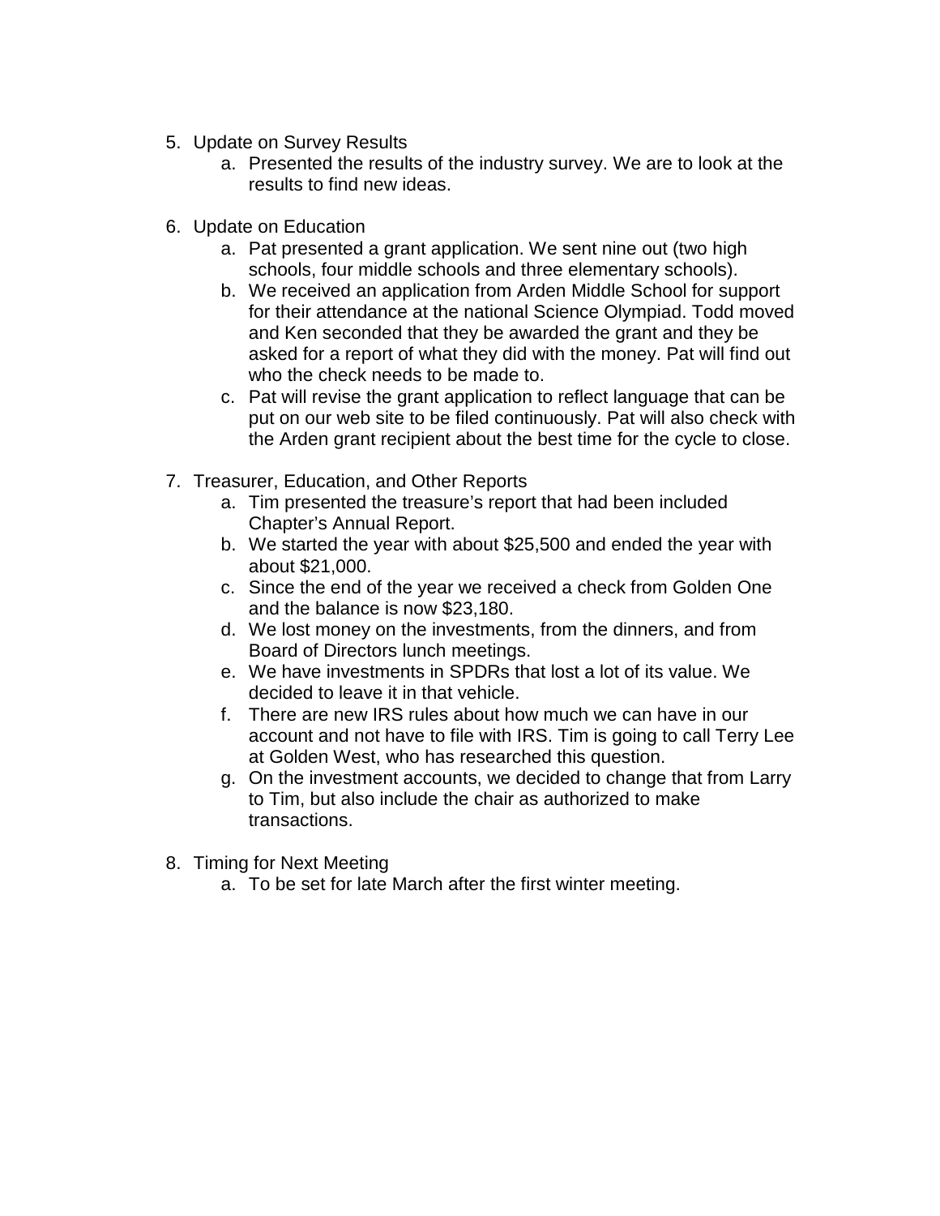5. Update on Survey Results
    a. Presented the results of the industry survey. We are to look at the results to find new ideas.

6. Update on Education
    a. Pat presented a grant application. We sent nine out (two high schools, four middle schools and three elementary schools).
    b. We received an application from Arden Middle School for support for their attendance at the national Science Olympiad. Todd moved and Ken seconded that they be awarded the grant and they be asked for a report of what they did with the money. Pat will find out who the check needs to be made to.
    c. Pat will revise the grant application to reflect language that can be put on our web site to be filed continuously. Pat will also check with the Arden grant recipient about the best time for the cycle to close.

7. Treasurer, Education, and Other Reports
    a. Tim presented the treasure's report that had been included Chapter's Annual Report.
    b. We started the year with about $25,500 and ended the year with about $21,000.
    c. Since the end of the year we received a check from Golden One and the balance is now $23,180.
    d. We lost money on the investments, from the dinners, and from Board of Directors lunch meetings.
    e. We have investments in SPDRs that lost a lot of its value. We decided to leave it in that vehicle.
    f. There are new IRS rules about how much we can have in our account and not have to file with IRS. Tim is going to call Terry Lee at Golden West, who has researched this question.
    g. On the investment accounts, we decided to change that from Larry to Tim, but also include the chair as authorized to make transactions.

8. Timing for Next Meeting
    a. To be set for late March after the first winter meeting.